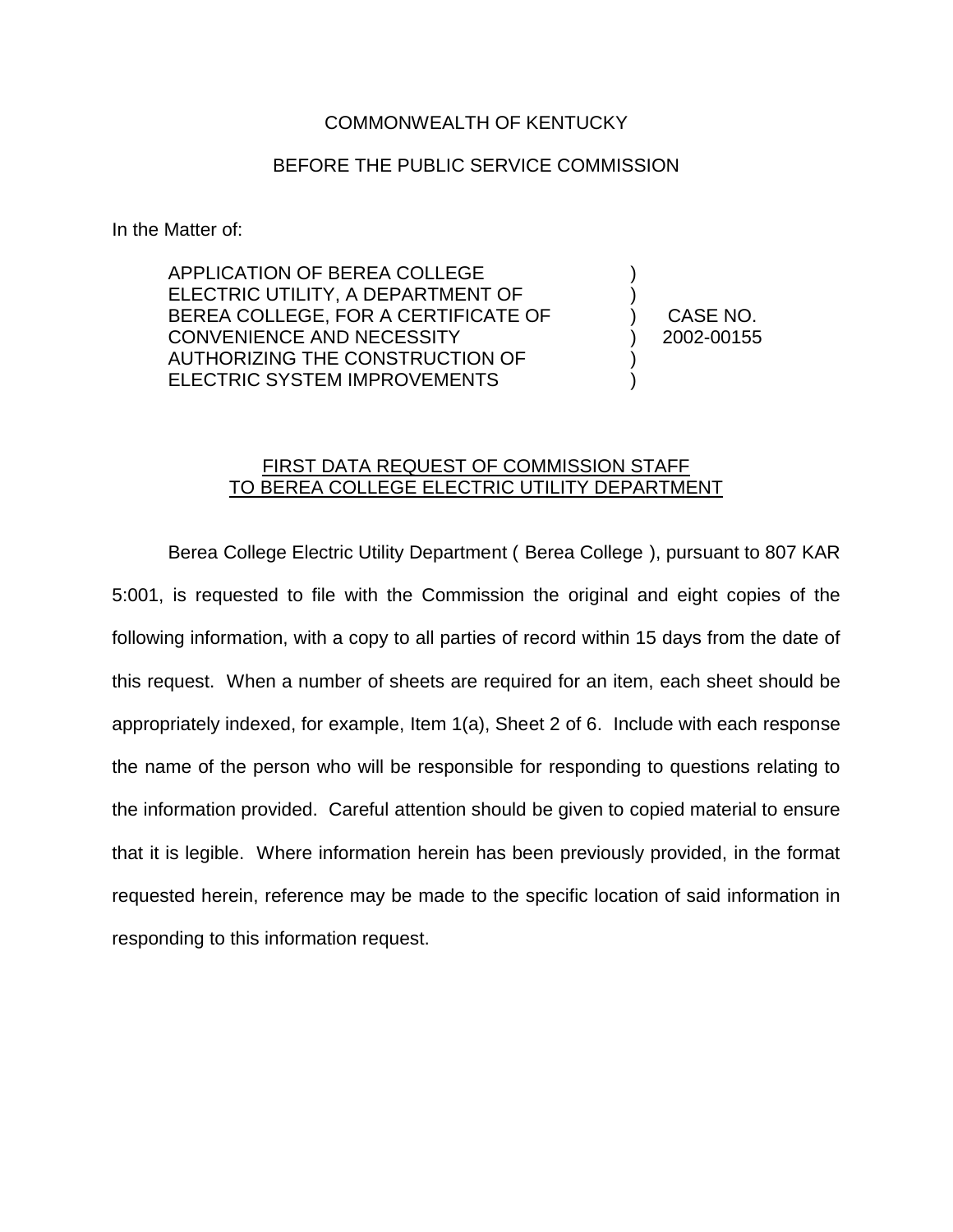COMMONWEALTH OF KENTUCKY

BEFORE THE PUBLIC SERVICE COMMISSION

In the Matter of:

| | | |
|---|---|---|
| APPLICATION OF BEREA COLLEGE ELECTRIC UTILITY, A DEPARTMENT OF BEREA COLLEGE, FOR A CERTIFICATE OF CONVENIENCE AND NECESSITY AUTHORIZING THE CONSTRUCTION OF ELECTRIC SYSTEM IMPROVEMENTS | ) | CASE NO. 2002-00155 |

FIRST DATA REQUEST OF COMMISSION STAFF TO BEREA COLLEGE ELECTRIC UTILITY DEPARTMENT

Berea College Electric Utility Department ( Berea College ), pursuant to 807 KAR 5:001, is requested to file with the Commission the original and eight copies of the following information, with a copy to all parties of record within 15 days from the date of this request. When a number of sheets are required for an item, each sheet should be appropriately indexed, for example, Item 1(a), Sheet 2 of 6. Include with each response the name of the person who will be responsible for responding to questions relating to the information provided. Careful attention should be given to copied material to ensure that it is legible. Where information herein has been previously provided, in the format requested herein, reference may be made to the specific location of said information in responding to this information request.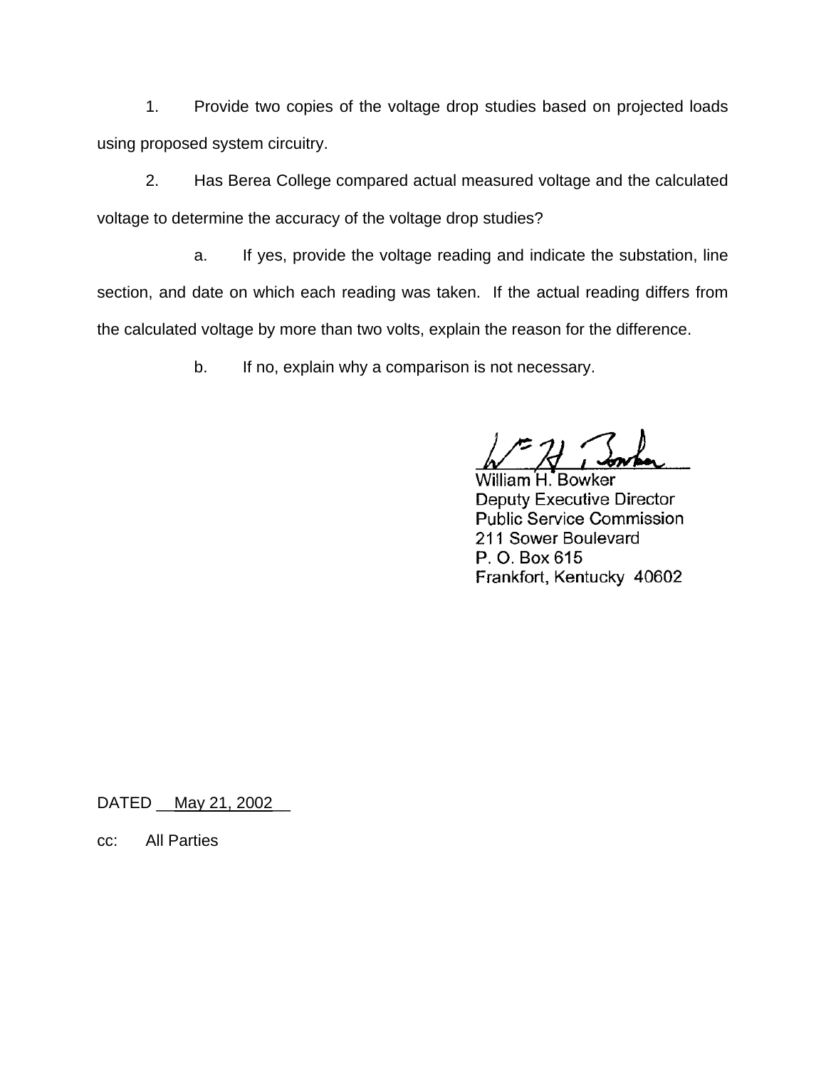1. Provide two copies of the voltage drop studies based on projected loads using proposed system circuitry.

2. Has Berea College compared actual measured voltage and the calculated voltage to determine the accuracy of the voltage drop studies?

   a. If yes, provide the voltage reading and indicate the substation, line section, and date on which each reading was taken. If the actual reading differs from the calculated voltage by more than two volts, explain the reason for the difference.

   b. If no, explain why a comparison is not necessary.

William H. Bowker
Deputy Executive Director
Public Service Commission
211 Sower Boulevard
P. O. Box 615
Frankfort, Kentucky 40602

DATED May 21, 2002

cc: All Parties